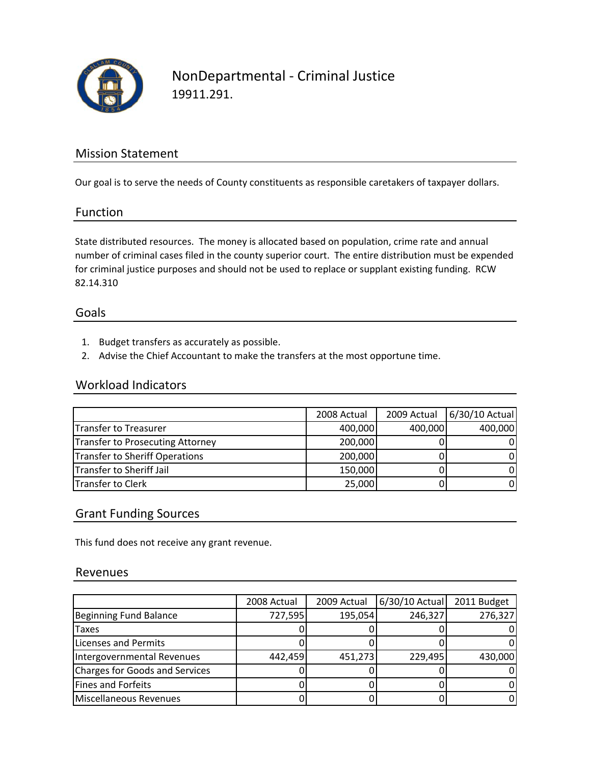# NonDepartmental - Criminal Justice

19911.291.

## Mission Statement

Our goal is to serve the needs of County constituents as responsible caretakers of taxpayer dollars.

## Function

State distributed resources. The money is allocated based on population, crime rate and annual number of criminal cases filed in the county superior court. The entire distribution must be expended for criminal justice purposes and should not be used to replace or supplant existing funding. RCW 82.14.310

## Goals

1. Budget transfers as accurately as possible.
2. Advise the Chief Accountant to make the transfers at the most opportune time.

## Workload Indicators

| | 2008 Actual | 2009 Actual | 6/30/10 Actual |
|---|---|---|---|
| Transfer to Treasurer | 400,000 | 400,000 | 400,000 |
| Transfer to Prosecuting Attorney | 200,000 | 0 | 0 |
| Transfer to Sheriff Operations | 200,000 | 0 | 0 |
| Transfer to Sheriff Jail | 150,000 | 0 | 0 |
| Transfer to Clerk | 25,000 | 0 | 0 |

## Grant Funding Sources

This fund does not receive any grant revenue.

## Revenues

| | 2008 Actual | 2009 Actual | 6/30/10 Actual | 2011 Budget |
|---|---|---|---|---|
| Beginning Fund Balance | 727,595 | 195,054 | 246,327 | 276,327 |
| Taxes | 0 | 0 | 0 | 0 |
| Licenses and Permits | 0 | 0 | 0 | 0 |
| Intergovernmental Revenues | 442,459 | 451,273 | 229,495 | 430,000 |
| Charges for Goods and Services | 0 | 0 | 0 | 0 |
| Fines and Forfeits | 0 | 0 | 0 | 0 |
| Miscellaneous Revenues | 0 | 0 | 0 | 0 |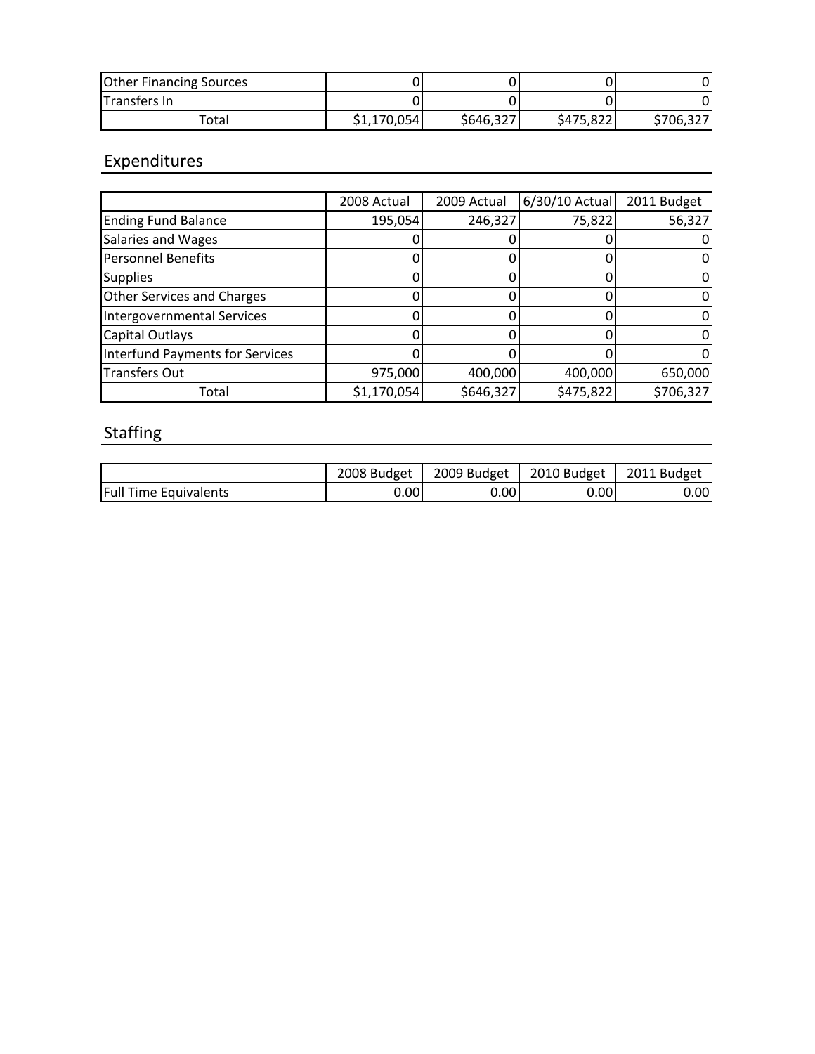| | | | | |
|---|---|---|---|---|
| Other Financing Sources | 0 | 0 | 0 | 0 |
| Transfers In | 0 | 0 | 0 | 0 |
| Total | $1,170,054 | $646,327 | $475,822 | $706,327 |

## Expenditures

| | 2008 Actual | 2009 Actual | 6/30/10 Actual | 2011 Budget |
|---|---|---|---|---|
| Ending Fund Balance | 195,054 | 246,327 | 75,822 | 56,327 |
| Salaries and Wages | 0 | 0 | 0 | 0 |
| Personnel Benefits | 0 | 0 | 0 | 0 |
| Supplies | 0 | 0 | 0 | 0 |
| Other Services and Charges | 0 | 0 | 0 | 0 |
| Intergovernmental Services | 0 | 0 | 0 | 0 |
| Capital Outlays | 0 | 0 | 0 | 0 |
| Interfund Payments for Services | 0 | 0 | 0 | 0 |
| Transfers Out | 975,000 | 400,000 | 400,000 | 650,000 |
| Total | $1,170,054 | $646,327 | $475,822 | $706,327 |

## Staffing

| | 2008 Budget | 2009 Budget | 2010 Budget | 2011 Budget |
|---|---|---|---|---|
| Full Time Equivalents | 0.00 | 0.00 | 0.00 | 0.00 |